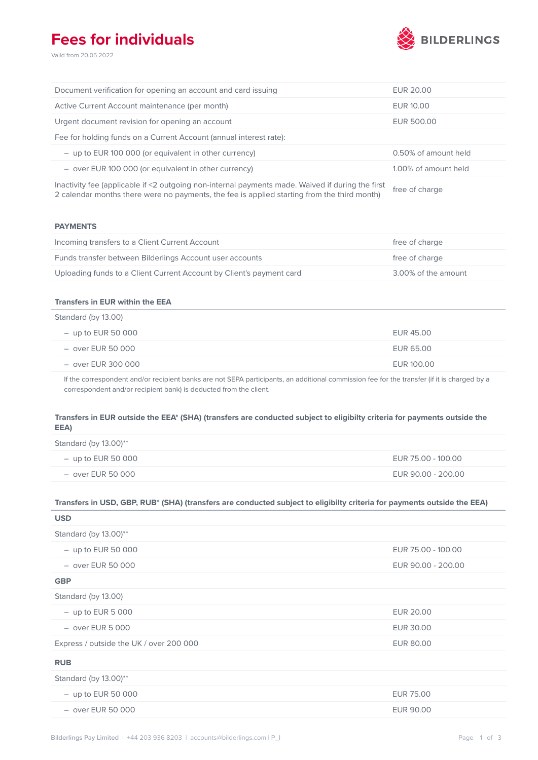# Fees for individuals

Valid from 20.05.2022

BILDERLINGS

| | |
|---|---|
| Document verification for opening an account and card issuing | EUR 20.00 |
| Active Current Account maintenance (per month) | EUR 10.00 |
| Urgent document revision for opening an account | EUR 500.00 |
| Fee for holding funds on a Current Account (annual interest rate): | |
| – up to EUR 100 000 (or equivalent in other currency) | 0.50% of amount held |
| – over EUR 100 000 (or equivalent in other currency) | 1.00% of amount held |
| Inactivity fee (applicable if <2 outgoing non-internal payments made. Waived if during the first 2 calendar months there were no payments, the fee is applied starting from the third month) | free of charge |

## PAYMENTS

| | |
|---|---|
| Incoming transfers to a Client Current Account | free of charge |
| Funds transfer between Bilderlings Account user accounts | free of charge |
| Uploading funds to a Client Current Account by Client's payment card | 3.00% of the amount |

### Transfers in EUR within the EEA

| | |
|---|---|
| Standard (by 13.00) | |
| – up to EUR 50 000 | EUR 45.00 |
| – over EUR 50 000 | EUR 65.00 |
| – over EUR 300 000 | EUR 100.00 |

If the correspondent and/or recipient banks are not SEPA participants, an additional commission fee for the transfer (if it is charged by a correspondent and/or recipient bank) is deducted from the client.

### Transfers in EUR outside the EEA* (SHA) (transfers are conducted subject to eligibilty criteria for payments outside the EEA)

| | |
|---|---|
| Standard (by 13.00)** | |
| – up to EUR 50 000 | EUR 75.00 - 100.00 |
| – over EUR 50 000 | EUR 90.00 - 200.00 |

### Transfers in USD, GBP, RUB* (SHA) (transfers are conducted subject to eligibilty criteria for payments outside the EEA)

| | |
|---|---|
| **USD** | |
| Standard (by 13.00)** | |
| – up to EUR 50 000 | EUR 75.00 - 100.00 |
| – over EUR 50 000 | EUR 90.00 - 200.00 |
| **GBP** | |
| Standard (by 13.00) | |
| – up to EUR 5 000 | EUR 20.00 |
| – over EUR 5 000 | EUR 30.00 |
| Express / outside the UK / over 200 000 | EUR 80.00 |
| **RUB** | |
| Standard (by 13.00)** | |
| – up to EUR 50 000 | EUR 75.00 |
| – over EUR 50 000 | EUR 90.00 |

Bilderlings Pay Limited | +44 203 936 8203 | accounts@bilderlings.com | P_I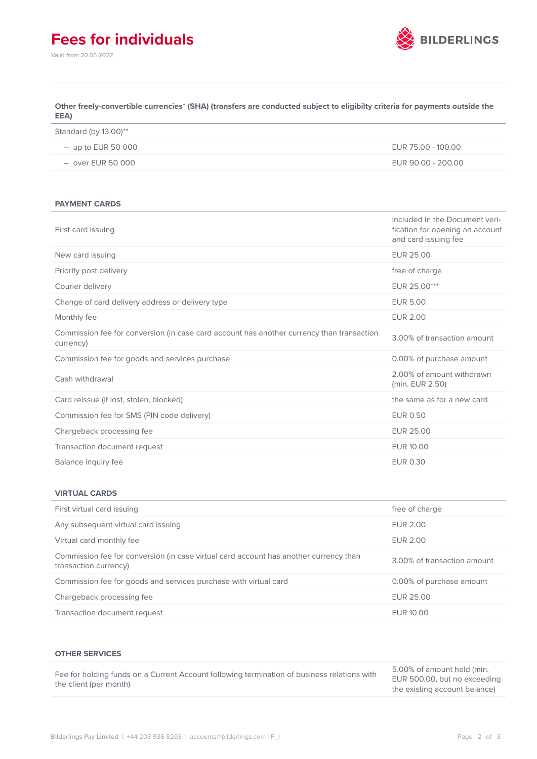# Fees for individuals

Valid from 20.05.2022

| Other freely-convertible currencies* (SHA) (transfers are conducted subject to eligibilty criteria for payments outside the EEA) | |
|---|---|
| Standard (by 13.00)** | |
| – up to EUR 50 000 | EUR 75.00 - 100.00 |
| – over EUR 50 000 | EUR 90.00 - 200.00 |

| PAYMENT CARDS | |
|---|---|
| First card issuing | included in the Document verification for opening an account and card issuing fee |
| New card issuing | EUR 25.00 |
| Priority post delivery | free of charge |
| Courier delivery | EUR 25.00*** |
| Change of card delivery address or delivery type | EUR 5.00 |
| Monthly fee | EUR 2.00 |
| Commission fee for conversion (in case card account has another currency than transaction currency) | 3.00% of transaction amount |
| Commission fee for goods and services purchase | 0.00% of purchase amount |
| Cash withdrawal | 2.00% of amount withdrawn (min. EUR 2.50) |
| Card reissue (if lost, stolen, blocked) | the same as for a new card |
| Commission fee for SMS (PIN code delivery) | EUR 0.50 |
| Chargeback processing fee | EUR 25.00 |
| Transaction document request | EUR 10.00 |
| Balance inquiry fee | EUR 0.30 |

| VIRTUAL CARDS | |
|---|---|
| First virtual card issuing | free of charge |
| Any subsequent virtual card issuing | EUR 2.00 |
| Virtual card monthly fee | EUR 2.00 |
| Commission fee for conversion (in case virtual card account has another currency than transaction currency) | 3.00% of transaction amount |
| Commission fee for goods and services purchase with virtual card | 0.00% of purchase amount |
| Chargeback processing fee | EUR 25.00 |
| Transaction document request | EUR 10.00 |

| OTHER SERVICES | |
|---|---|
| Fee for holding funds on a Current Account following termination of business relations with the client (per month) | 5.00% of amount held (min. EUR 500.00, but no exceeding the existing account balance) |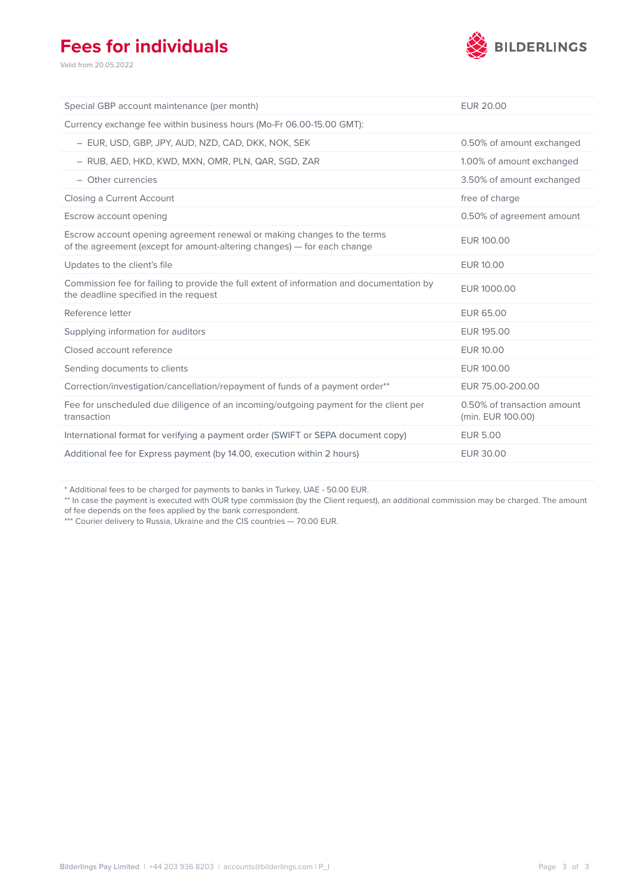# Fees for individuals

Valid from 20.05.2022

| | |
|---|---|
| Special GBP account maintenance (per month) | EUR 20.00 |
| Currency exchange fee within business hours (Mo-Fr 06.00-15.00 GMT): | |
| – EUR, USD, GBP, JPY, AUD, NZD, CAD, DKK, NOK, SEK | 0.50% of amount exchanged |
| – RUB, AED, HKD, KWD, MXN, OMR, PLN, QAR, SGD, ZAR | 1.00% of amount exchanged |
| – Other currencies | 3.50% of amount exchanged |
| Closing a Current Account | free of charge |
| Escrow account opening | 0.50% of agreement amount |
| Escrow account opening agreement renewal or making changes to the terms of the agreement (except for amount-altering changes) — for each change | EUR 100.00 |
| Updates to the client's file | EUR 10.00 |
| Commission fee for failing to provide the full extent of information and documentation by the deadline specified in the request | EUR 1000.00 |
| Reference letter | EUR 65.00 |
| Supplying information for auditors | EUR 195.00 |
| Closed account reference | EUR 10.00 |
| Sending documents to clients | EUR 100.00 |
| Correction/investigation/cancellation/repayment of funds of a payment order** | EUR 75.00-200.00 |
| Fee for unscheduled due diligence of an incoming/outgoing payment for the client per transaction | 0.50% of transaction amount (min. EUR 100.00) |
| International format for verifying a payment order (SWIFT or SEPA document copy) | EUR 5.00 |
| Additional fee for Express payment (by 14.00, execution within 2 hours) | EUR 30.00 |

* Additional fees to be charged for payments to banks in Turkey, UAE - 50.00 EUR.
** In case the payment is executed with OUR type commission (by the Client request), an additional commission may be charged. The amount of fee depends on the fees applied by the bank correspondent.
*** Courier delivery to Russia, Ukraine and the CIS countries — 70.00 EUR.

Bilderlings Pay Limited | +44 203 936 8203 | accounts@bilderlings.com | P_I